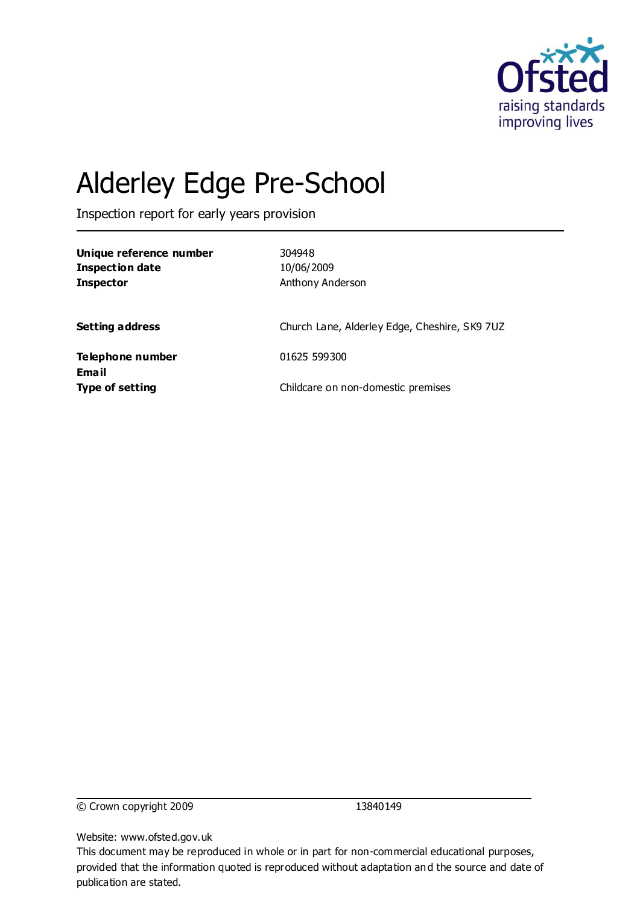Ofsted
raising standards
improving lives

# Alderley Edge Pre-School

Inspection report for early years provision

| | |
|---|---|
| **Unique reference number** | 304948 |
| **Inspection date** | 10/06/2009 |
| **Inspector** | Anthony Anderson |
| | |
| **Setting address** | Church Lane, Alderley Edge, Cheshire, SK9 7UZ |
| | |
| **Telephone number** | 01625 599300 |
| **Email** | |
| **Type of setting** | Childcare on non-domestic premises |

© Crown copyright 2009 13840149

Website: www.ofsted.gov.uk

This document may be reproduced in whole or in part for non-commercial educational purposes, provided that the information quoted is reproduced without adaptation and the source and date of publication are stated.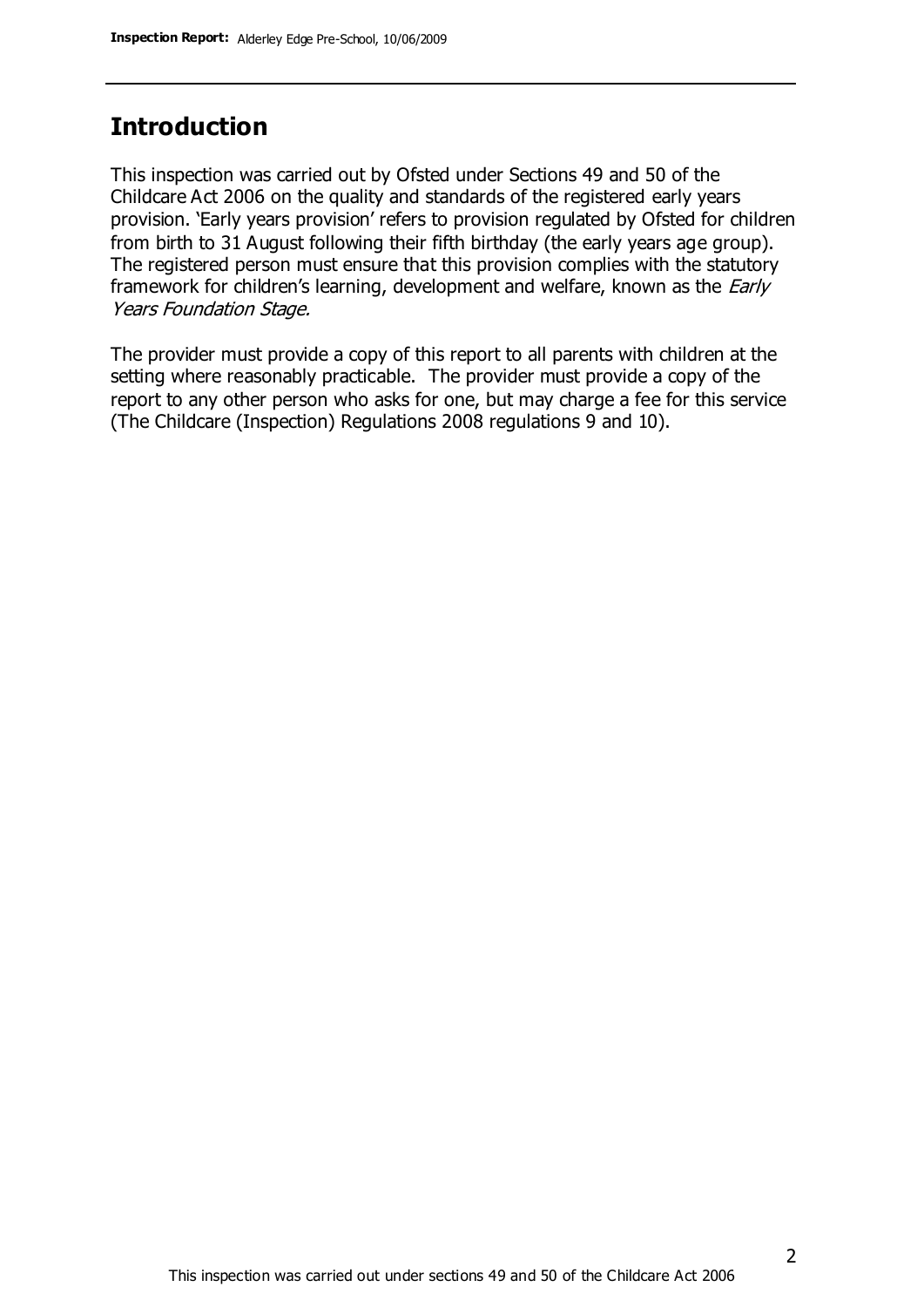## Introduction

This inspection was carried out by Ofsted under Sections 49 and 50 of the Childcare Act 2006 on the quality and standards of the registered early years provision. 'Early years provision' refers to provision regulated by Ofsted for children from birth to 31 August following their fifth birthday (the early years age group). The registered person must ensure that this provision complies with the statutory framework for children's learning, development and welfare, known as the *Early Years Foundation Stage.*

The provider must provide a copy of this report to all parents with children at the setting where reasonably practicable. The provider must provide a copy of the report to any other person who asks for one, but may charge a fee for this service (The Childcare (Inspection) Regulations 2008 regulations 9 and 10).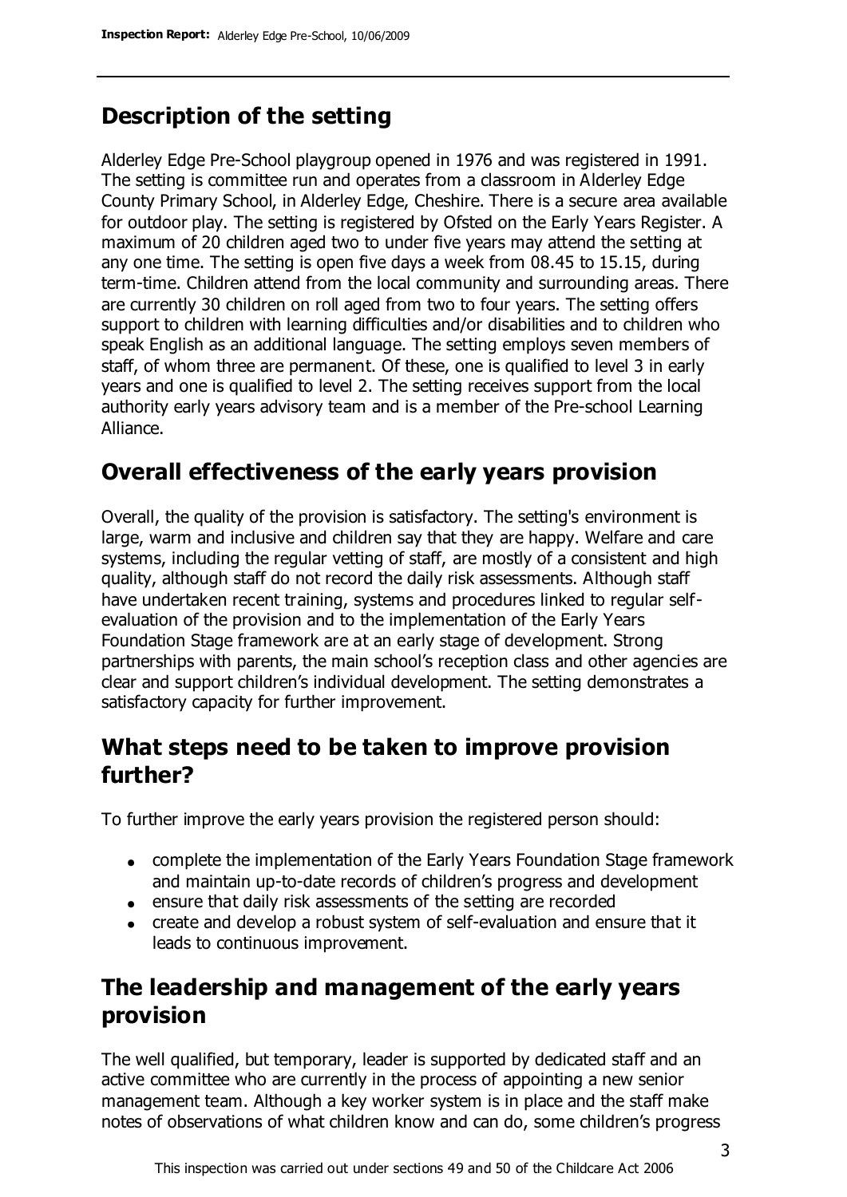## Description of the setting

Alderley Edge Pre-School playgroup opened in 1976 and was registered in 1991. The setting is committee run and operates from a classroom in Alderley Edge County Primary School, in Alderley Edge, Cheshire. There is a secure area available for outdoor play. The setting is registered by Ofsted on the Early Years Register. A maximum of 20 children aged two to under five years may attend the setting at any one time. The setting is open five days a week from 08.45 to 15.15, during term-time. Children attend from the local community and surrounding areas. There are currently 30 children on roll aged from two to four years. The setting offers support to children with learning difficulties and/or disabilities and to children who speak English as an additional language. The setting employs seven members of staff, of whom three are permanent. Of these, one is qualified to level 3 in early years and one is qualified to level 2. The setting receives support from the local authority early years advisory team and is a member of the Pre-school Learning Alliance.

## Overall effectiveness of the early years provision

Overall, the quality of the provision is satisfactory. The setting's environment is large, warm and inclusive and children say that they are happy. Welfare and care systems, including the regular vetting of staff, are mostly of a consistent and high quality, although staff do not record the daily risk assessments. Although staff have undertaken recent training, systems and procedures linked to regular self-evaluation of the provision and to the implementation of the Early Years Foundation Stage framework are at an early stage of development. Strong partnerships with parents, the main school's reception class and other agencies are clear and support children's individual development. The setting demonstrates a satisfactory capacity for further improvement.

## What steps need to be taken to improve provision further?

To further improve the early years provision the registered person should:

- complete the implementation of the Early Years Foundation Stage framework and maintain up-to-date records of children's progress and development
- ensure that daily risk assessments of the setting are recorded
- create and develop a robust system of self-evaluation and ensure that it leads to continuous improvement.

## The leadership and management of the early years provision

The well qualified, but temporary, leader is supported by dedicated staff and an active committee who are currently in the process of appointing a new senior management team. Although a key worker system is in place and the staff make notes of observations of what children know and can do, some children's progress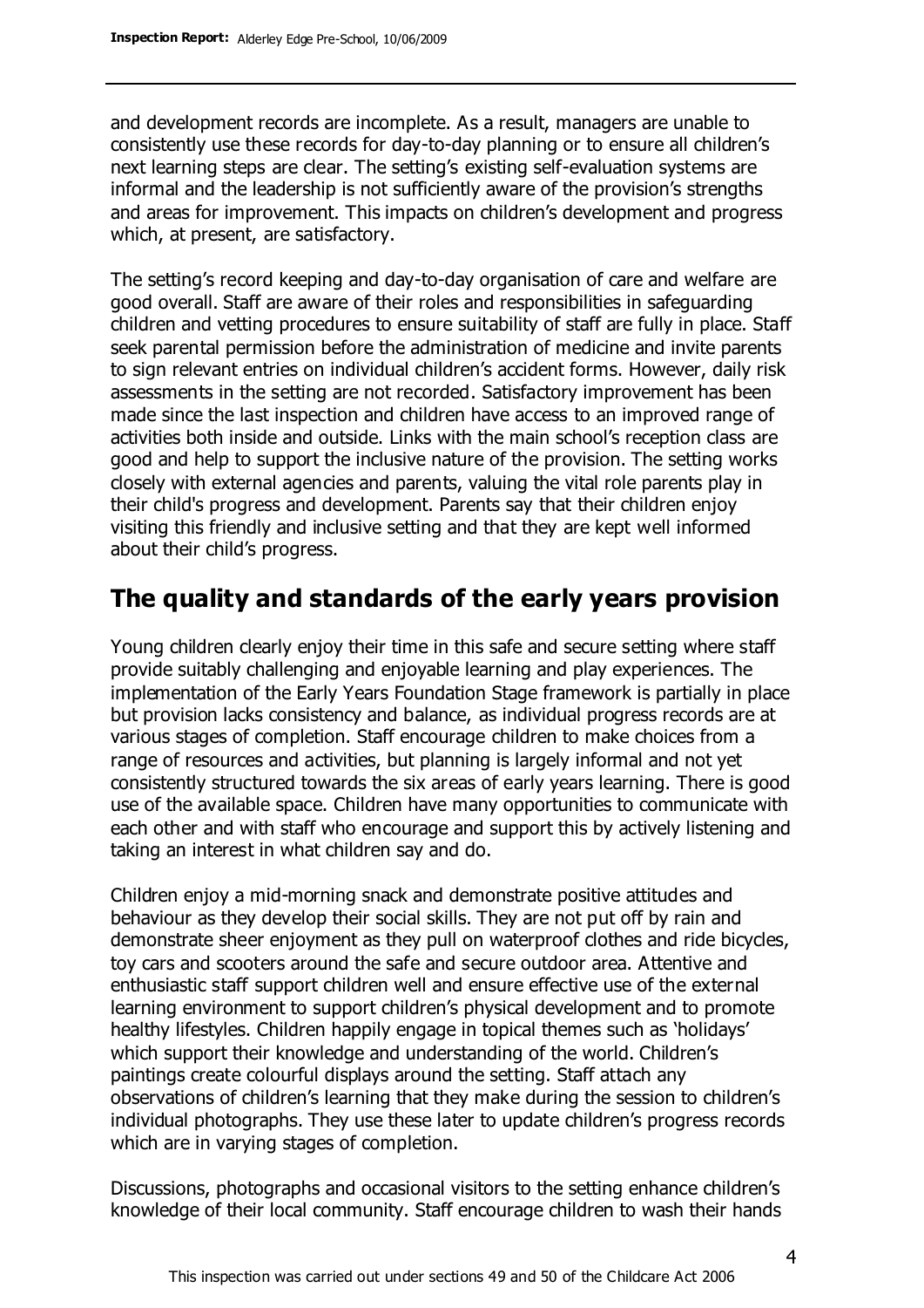and development records are incomplete. As a result, managers are unable to consistently use these records for day-to-day planning or to ensure all children's next learning steps are clear. The setting's existing self-evaluation systems are informal and the leadership is not sufficiently aware of the provision's strengths and areas for improvement. This impacts on children's development and progress which, at present, are satisfactory.

The setting's record keeping and day-to-day organisation of care and welfare are good overall. Staff are aware of their roles and responsibilities in safeguarding children and vetting procedures to ensure suitability of staff are fully in place. Staff seek parental permission before the administration of medicine and invite parents to sign relevant entries on individual children's accident forms. However, daily risk assessments in the setting are not recorded. Satisfactory improvement has been made since the last inspection and children have access to an improved range of activities both inside and outside. Links with the main school's reception class are good and help to support the inclusive nature of the provision. The setting works closely with external agencies and parents, valuing the vital role parents play in their child's progress and development. Parents say that their children enjoy visiting this friendly and inclusive setting and that they are kept well informed about their child's progress.

## The quality and standards of the early years provision

Young children clearly enjoy their time in this safe and secure setting where staff provide suitably challenging and enjoyable learning and play experiences. The implementation of the Early Years Foundation Stage framework is partially in place but provision lacks consistency and balance, as individual progress records are at various stages of completion. Staff encourage children to make choices from a range of resources and activities, but planning is largely informal and not yet consistently structured towards the six areas of early years learning. There is good use of the available space. Children have many opportunities to communicate with each other and with staff who encourage and support this by actively listening and taking an interest in what children say and do.

Children enjoy a mid-morning snack and demonstrate positive attitudes and behaviour as they develop their social skills. They are not put off by rain and demonstrate sheer enjoyment as they pull on waterproof clothes and ride bicycles, toy cars and scooters around the safe and secure outdoor area. Attentive and enthusiastic staff support children well and ensure effective use of the external learning environment to support children's physical development and to promote healthy lifestyles. Children happily engage in topical themes such as 'holidays' which support their knowledge and understanding of the world. Children's paintings create colourful displays around the setting. Staff attach any observations of children's learning that they make during the session to children's individual photographs. They use these later to update children's progress records which are in varying stages of completion.

Discussions, photographs and occasional visitors to the setting enhance children's knowledge of their local community. Staff encourage children to wash their hands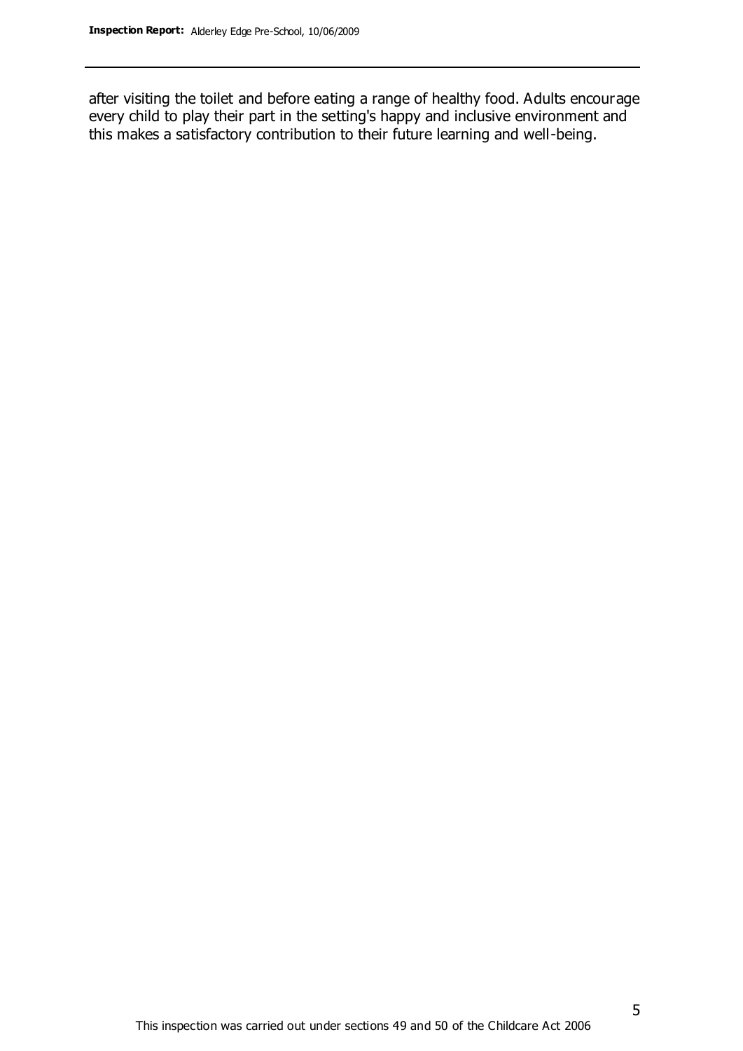after visiting the toilet and before eating a range of healthy food. Adults encourage every child to play their part in the setting's happy and inclusive environment and this makes a satisfactory contribution to their future learning and well-being.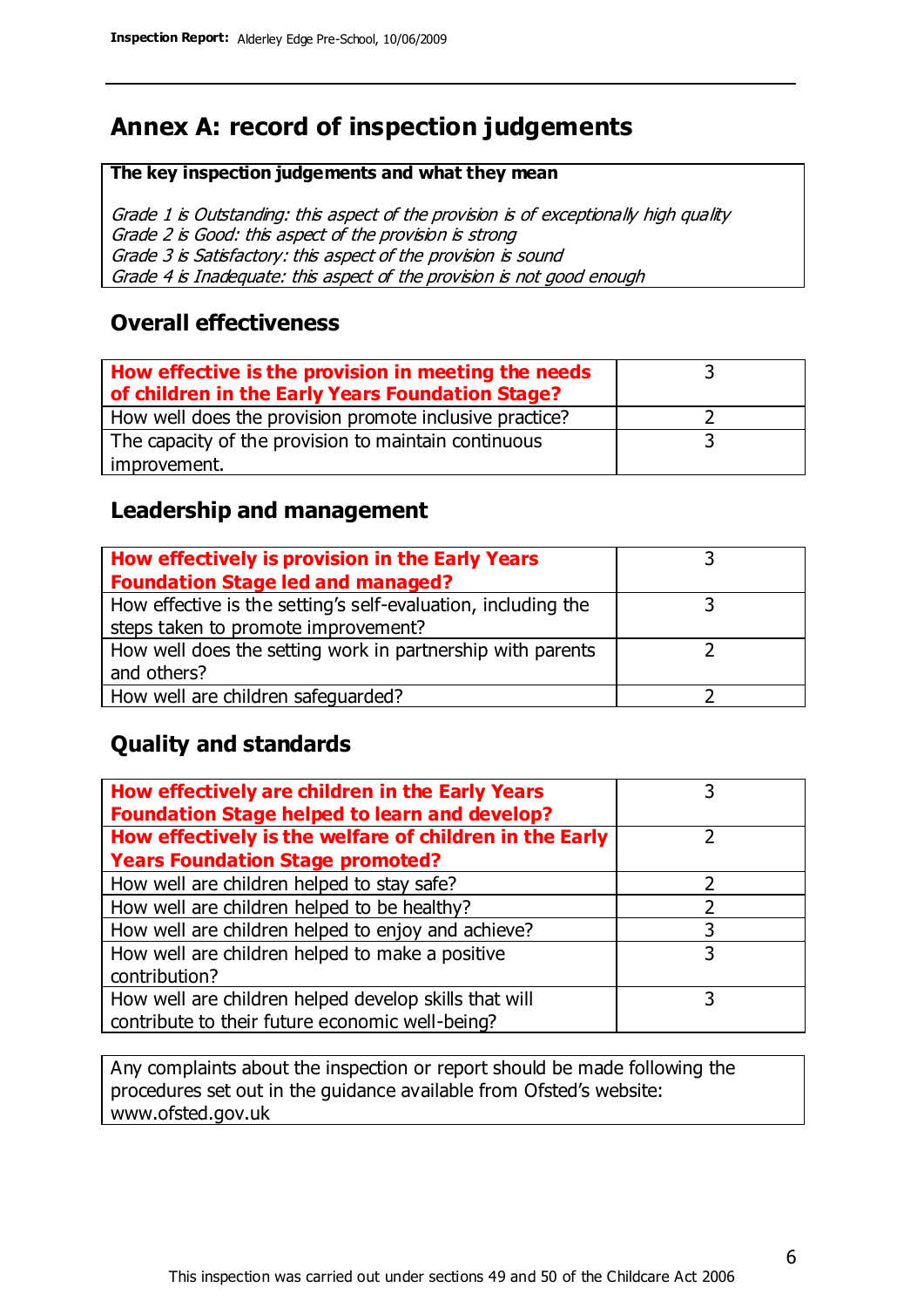# Annex A: record of inspection judgements

| The key inspection judgements and what they mean |
|---|
| *Grade 1 is Outstanding: this aspect of the provision is of exceptionally high quality*<br>*Grade 2 is Good: this aspect of the provision is strong*<br>*Grade 3 is Satisfactory: this aspect of the provision is sound*<br>*Grade 4 is Inadequate: this aspect of the provision is not good enough* |

## Overall effectiveness

| | |
|---|---|
| **How effective is the provision in meeting the needs of children in the Early Years Foundation Stage?** | 3 |
| How well does the provision promote inclusive practice? | 2 |
| The capacity of the provision to maintain continuous improvement. | 3 |

## Leadership and management

| | |
|---|---|
| **How effectively is provision in the Early Years Foundation Stage led and managed?** | 3 |
| How effective is the setting's self-evaluation, including the steps taken to promote improvement? | 3 |
| How well does the setting work in partnership with parents and others? | 2 |
| How well are children safeguarded? | 2 |

## Quality and standards

| | |
|---|---|
| **How effectively are children in the Early Years Foundation Stage helped to learn and develop?** | 3 |
| **How effectively is the welfare of children in the Early Years Foundation Stage promoted?** | 2 |
| How well are children helped to stay safe? | 2 |
| How well are children helped to be healthy? | 2 |
| How well are children helped to enjoy and achieve? | 3 |
| How well are children helped to make a positive contribution? | 3 |
| How well are children helped develop skills that will contribute to their future economic well-being? | 3 |

Any complaints about the inspection or report should be made following the procedures set out in the guidance available from Ofsted's website: www.ofsted.gov.uk

This inspection was carried out under sections 49 and 50 of the Childcare Act 2006